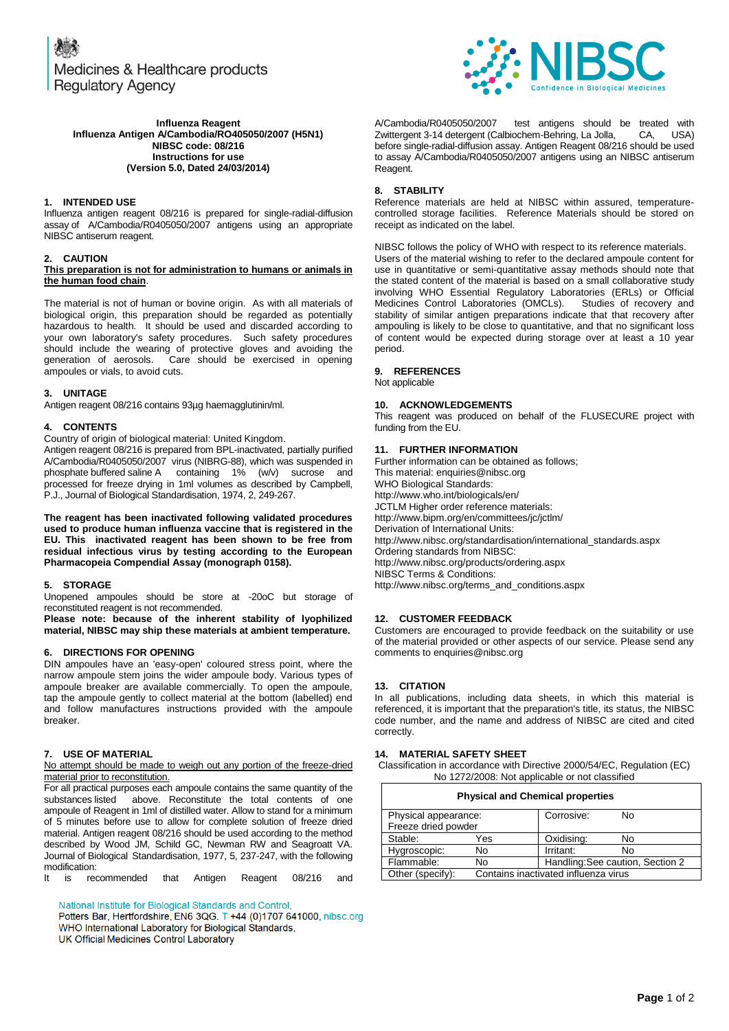Medicines & Healthcare products Regulatory Agency

NIBSC
Confidence in Biological Medicines

**Influenza Reagent**
**Influenza Antigen A/Cambodia/RO405050/2007 (H5N1)**
**NIBSC code: 08/216**
**Instructions for use**
**(Version 5.0, Dated 24/03/2014)**

## 1. INTENDED USE

Influenza antigen reagent 08/216 is prepared for single-radial-diffusion assay of A/Cambodia/R0405050/2007 antigens using an appropriate NIBSC antiserum reagent.

## 2. CAUTION

**This preparation is not for administration to humans or animals in the human food chain**.

The material is not of human or bovine origin. As with all materials of biological origin, this preparation should be regarded as potentially hazardous to health. It should be used and discarded according to your own laboratory's safety procedures. Such safety procedures should include the wearing of protective gloves and avoiding the generation of aerosols. Care should be exercised in opening ampoules or vials, to avoid cuts.

## 3. UNITAGE

Antigen reagent 08/216 contains 93µg haemagglutinin/ml.

## 4. CONTENTS

Country of origin of biological material: United Kingdom.
Antigen reagent 08/216 is prepared from BPL-inactivated, partially purified A/Cambodia/R0405050/2007 virus (NIBRG-88), which was suspended in phosphate buffered saline A containing 1% (w/v) sucrose and processed for freeze drying in 1ml volumes as described by Campbell, P.J., Journal of Biological Standardisation, 1974, 2, 249-267.

**The reagent has been inactivated following validated procedures used to produce human influenza vaccine that is registered in the EU. This inactivated reagent has been shown to be free from residual infectious virus by testing according to the European Pharmacopeia Compendial Assay (monograph 0158).**

## 5. STORAGE

Unopened ampoules should be store at -20oC but storage of reconstituted reagent is not recommended.
**Please note: because of the inherent stability of lyophilized material, NIBSC may ship these materials at ambient temperature.**

## 6. DIRECTIONS FOR OPENING

DIN ampoules have an 'easy-open' coloured stress point, where the narrow ampoule stem joins the wider ampoule body. Various types of ampoule breaker are available commercially. To open the ampoule, tap the ampoule gently to collect material at the bottom (labelled) end and follow manufactures instructions provided with the ampoule breaker.

## 7. USE OF MATERIAL

No attempt should be made to weigh out any portion of the freeze-dried material prior to reconstitution.
For all practical purposes each ampoule contains the same quantity of the substances listed above. Reconstitute the total contents of one ampoule of Reagent in 1ml of distilled water. Allow to stand for a minimum of 5 minutes before use to allow for complete solution of freeze dried material. Antigen reagent 08/216 should be used according to the method described by Wood JM, Schild GC, Newman RW and Seagroatt VA. Journal of Biological Standardisation, 1977, 5, 237-247, with the following modification:
It is recommended that Antigen Reagent 08/216 and A/Cambodia/R0405050/2007 test antigens should be treated with Zwittergent 3-14 detergent (Calbiochem-Behring, La Jolla, CA, USA) before single-radial-diffusion assay. Antigen Reagent 08/216 should be used to assay A/Cambodia/R0405050/2007 antigens using an NIBSC antiserum Reagent.

## 8. STABILITY

Reference materials are held at NIBSC within assured, temperature-controlled storage facilities. Reference Materials should be stored on receipt as indicated on the label.

NIBSC follows the policy of WHO with respect to its reference materials. Users of the material wishing to refer to the declared ampoule content for use in quantitative or semi-quantitative assay methods should note that the stated content of the material is based on a small collaborative study involving WHO Essential Regulatory Laboratories (ERLs) or Official Medicines Control Laboratories (OMCLs). Studies of recovery and stability of similar antigen preparations indicate that that recovery after ampouling is likely to be close to quantitative, and that no significant loss of content would be expected during storage over at least a 10 year period.

## 9. REFERENCES

Not applicable

## 10. ACKNOWLEDGEMENTS

This reagent was produced on behalf of the FLUSECURE project with funding from the EU.

## 11. FURTHER INFORMATION

Further information can be obtained as follows;
This material: enquiries@nibsc.org
WHO Biological Standards:
http://www.who.int/biologicals/en/
JCTLM Higher order reference materials:
http://www.bipm.org/en/committees/jc/jctlm/
Derivation of International Units:
http://www.nibsc.org/standardisation/international_standards.aspx
Ordering standards from NIBSC:
http://www.nibsc.org/products/ordering.aspx
NIBSC Terms & Conditions:
http://www.nibsc.org/terms_and_conditions.aspx

## 12. CUSTOMER FEEDBACK

Customers are encouraged to provide feedback on the suitability or use of the material provided or other aspects of our service. Please send any comments to enquiries@nibsc.org

## 13. CITATION

In all publications, including data sheets, in which this material is referenced, it is important that the preparation's title, its status, the NIBSC code number, and the name and address of NIBSC are cited and cited correctly.

## 14. MATERIAL SAFETY SHEET

Classification in accordance with Directive 2000/54/EC, Regulation (EC) No 1272/2008: Not applicable or not classified

| **Physical and Chemical properties** | | | |
|---|---|---|---|
| Physical appearance: Freeze dried powder | | Corrosive: | No |
| Stable: | Yes | Oxidising: | No |
| Hygroscopic: | No | Irritant: | No |
| Flammable: | No | Handling:See caution, Section 2 | |
| Other (specify): | Contains inactivated influenza virus | | |

National Institute for Biological Standards and Control,
Potters Bar, Hertfordshire, EN6 3QG. T +44 (0)1707 641000, nibsc.org
WHO International Laboratory for Biological Standards,
UK Official Medicines Control Laboratory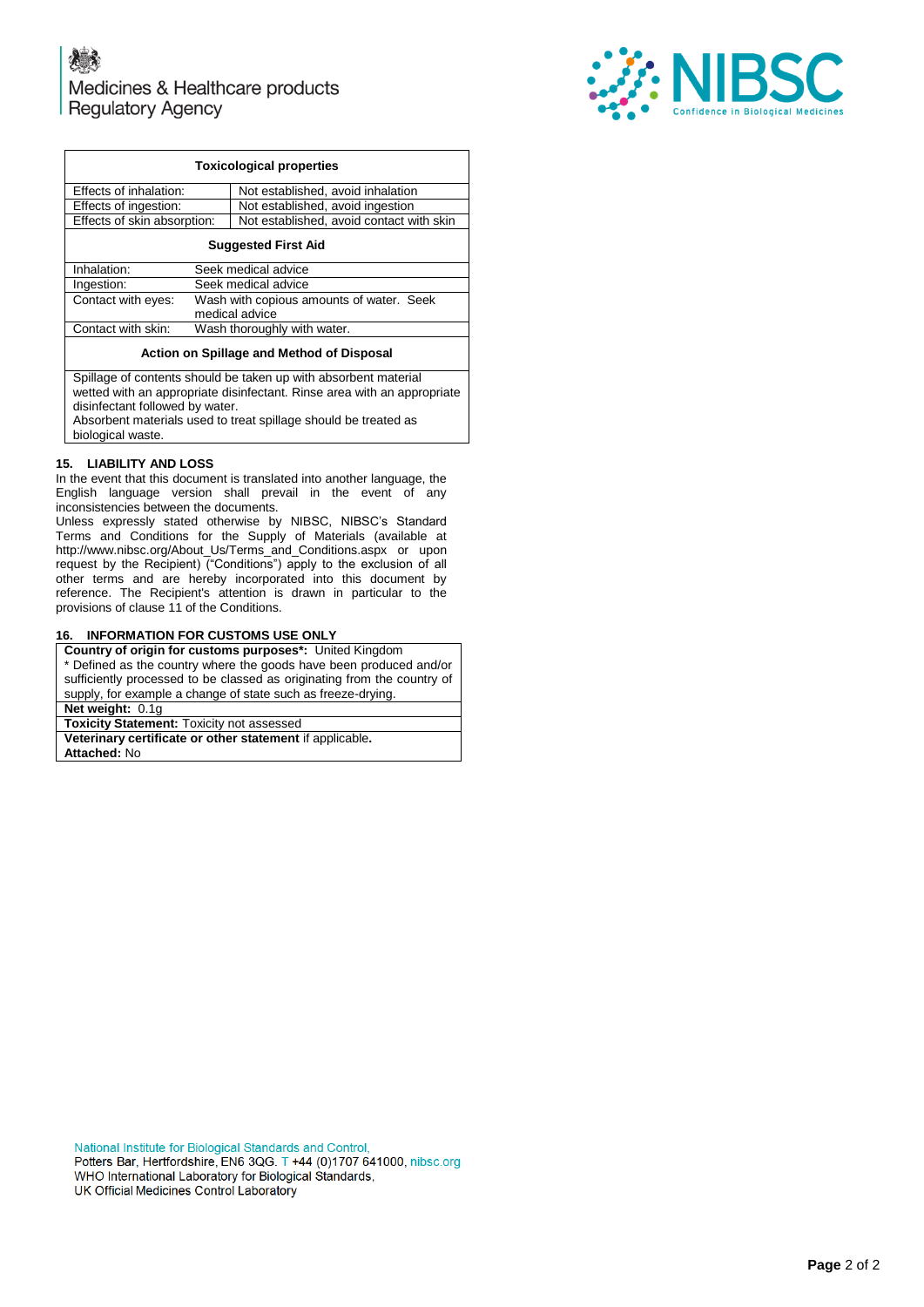| Toxicological properties | |
|---|---|
| Effects of inhalation: | Not established, avoid inhalation |
| Effects of ingestion: | Not established, avoid ingestion |
| Effects of skin absorption: | Not established, avoid contact with skin |

| Suggested First Aid | |
|---|---|
| Inhalation: | Seek medical advice |
| Ingestion: | Seek medical advice |
| Contact with eyes: | Wash with copious amounts of water. Seek medical advice |
| Contact with skin: | Wash thoroughly with water. |

| Action on Spillage and Method of Disposal |
|---|
| Spillage of contents should be taken up with absorbent material wetted with an appropriate disinfectant. Rinse area with an appropriate disinfectant followed by water. Absorbent materials used to treat spillage should be treated as biological waste. |

## 15. LIABILITY AND LOSS

In the event that this document is translated into another language, the English language version shall prevail in the event of any inconsistencies between the documents.

Unless expressly stated otherwise by NIBSC, NIBSC's Standard Terms and Conditions for the Supply of Materials (available at http://www.nibsc.org/About_Us/Terms_and_Conditions.aspx or upon request by the Recipient) ("Conditions") apply to the exclusion of all other terms and are hereby incorporated into this document by reference. The Recipient's attention is drawn in particular to the provisions of clause 11 of the Conditions.

## 16. INFORMATION FOR CUSTOMS USE ONLY

| |
|---|
| **Country of origin for customs purposes\*:** United Kingdom<br>\* Defined as the country where the goods have been produced and/or sufficiently processed to be classed as originating from the country of supply, for example a change of state such as freeze-drying. |
| **Net weight:** 0.1g |
| **Toxicity Statement:** Toxicity not assessed |
| **Veterinary certificate or other statement** if applicable**.**<br>**Attached:** No |

National Institute for Biological Standards and Control,
Potters Bar, Hertfordshire, EN6 3QG. T +44 (0)1707 641000, nibsc.org
WHO International Laboratory for Biological Standards,
UK Official Medicines Control Laboratory